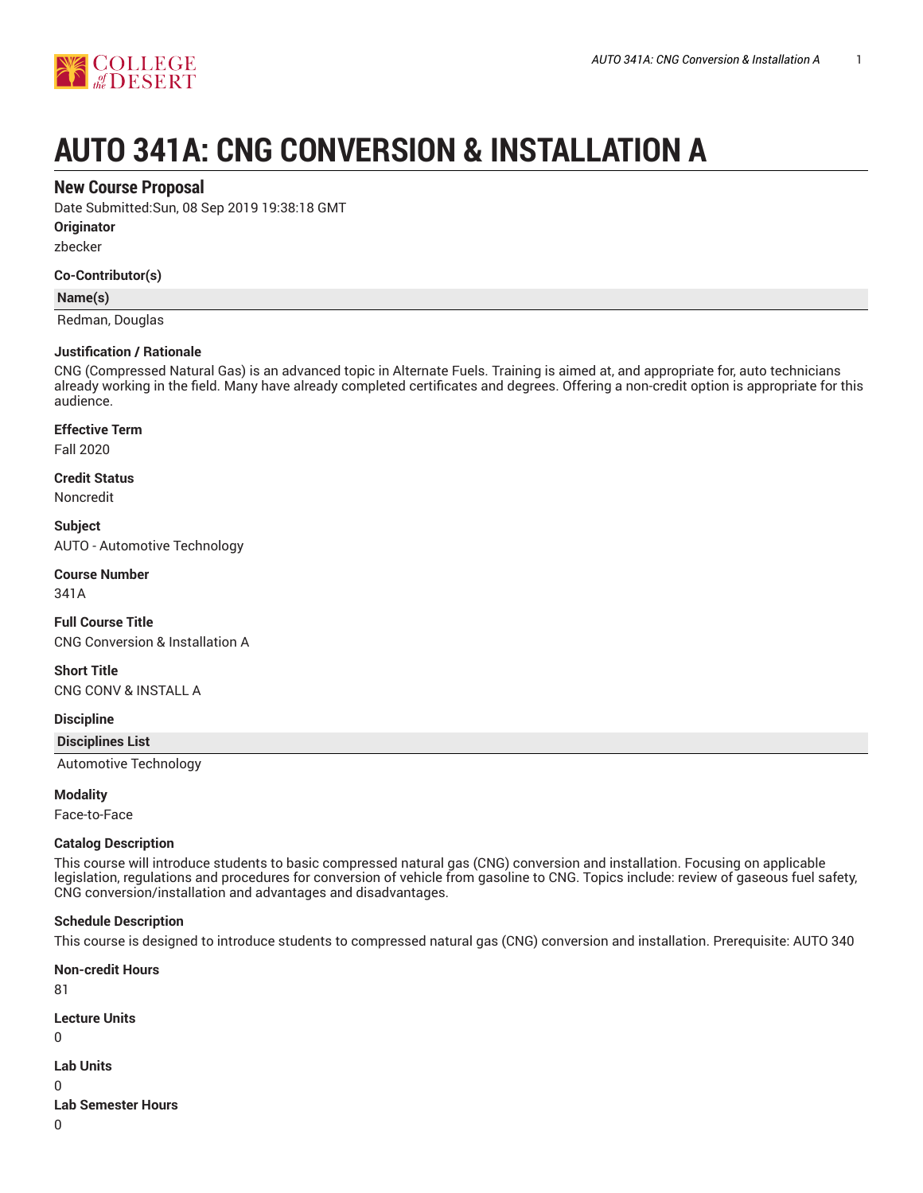# AUTO 341A: CNG CONVERSION & INSTALLATION A

## New Course Proposal

Date Submitted:Sun, 08 Sep 2019 19:38:18 GMT

**Originator**

zbecker

**Co-Contributor(s)**

| Name(s) |
|---|
| Redman, Douglas |

**Justification / Rationale**

CNG (Compressed Natural Gas) is an advanced topic in Alternate Fuels. Training is aimed at, and appropriate for, auto technicians already working in the field. Many have already completed certificates and degrees. Offering a non-credit option is appropriate for this audience.

**Effective Term**

Fall 2020

**Credit Status**

Noncredit

**Subject**

AUTO - Automotive Technology

**Course Number**

341A

**Full Course Title**

CNG Conversion & Installation A

**Short Title**

CNG CONV & INSTALL A

**Discipline**

| Disciplines List |
|---|
| Automotive Technology |

**Modality**

Face-to-Face

**Catalog Description**

This course will introduce students to basic compressed natural gas (CNG) conversion and installation. Focusing on applicable legislation, regulations and procedures for conversion of vehicle from gasoline to CNG. Topics include: review of gaseous fuel safety, CNG conversion/installation and advantages and disadvantages.

**Schedule Description**

This course is designed to introduce students to compressed natural gas (CNG) conversion and installation. Prerequisite: AUTO 340

**Non-credit Hours**

81

**Lecture Units**

0

**Lab Units**

0

**Lab Semester Hours**

0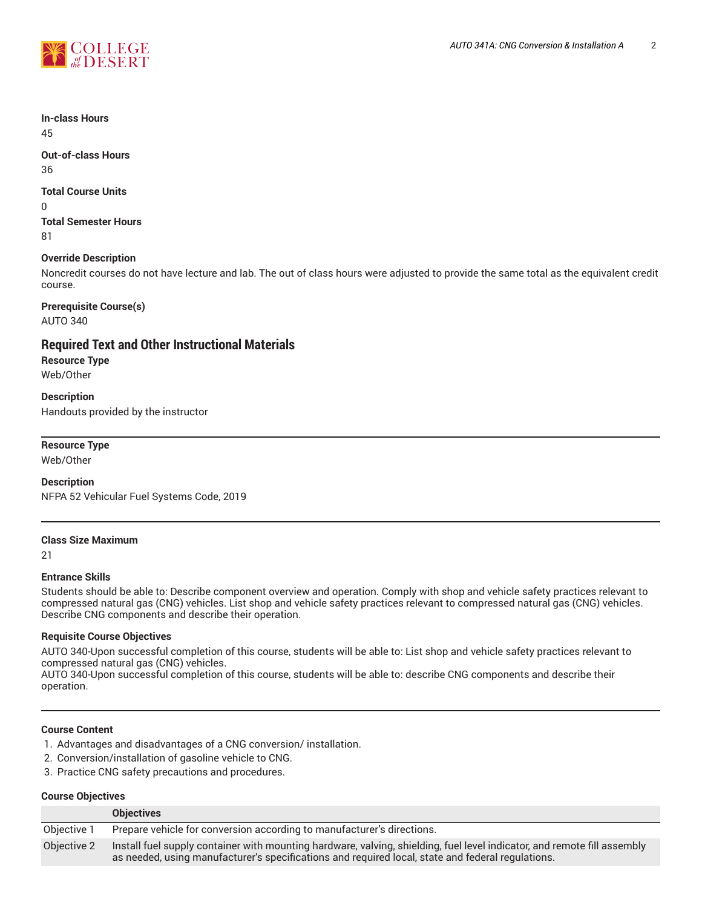**In-class Hours**
45

**Out-of-class Hours**
36

**Total Course Units**
0

**Total Semester Hours**
81

**Override Description**
Noncredit courses do not have lecture and lab. The out of class hours were adjusted to provide the same total as the equivalent credit course.

**Prerequisite Course(s)**
AUTO 340

## Required Text and Other Instructional Materials

**Resource Type**
Web/Other

**Description**
Handouts provided by the instructor

---

**Resource Type**
Web/Other

**Description**
NFPA 52 Vehicular Fuel Systems Code, 2019

---

**Class Size Maximum**
21

**Entrance Skills**
Students should be able to: Describe component overview and operation. Comply with shop and vehicle safety practices relevant to compressed natural gas (CNG) vehicles. List shop and vehicle safety practices relevant to compressed natural gas (CNG) vehicles. Describe CNG components and describe their operation.

**Requisite Course Objectives**
AUTO 340-Upon successful completion of this course, students will be able to: List shop and vehicle safety practices relevant to compressed natural gas (CNG) vehicles.
AUTO 340-Upon successful completion of this course, students will be able to: describe CNG components and describe their operation.

---

**Course Content**

1. Advantages and disadvantages of a CNG conversion/ installation.
2. Conversion/installation of gasoline vehicle to CNG.
3. Practice CNG safety precautions and procedures.

**Course Objectives**

| | Objectives |
|---|---|
| Objective 1 | Prepare vehicle for conversion according to manufacturer's directions. |
| Objective 2 | Install fuel supply container with mounting hardware, valving, shielding, fuel level indicator, and remote fill assembly as needed, using manufacturer's specifications and required local, state and federal regulations. |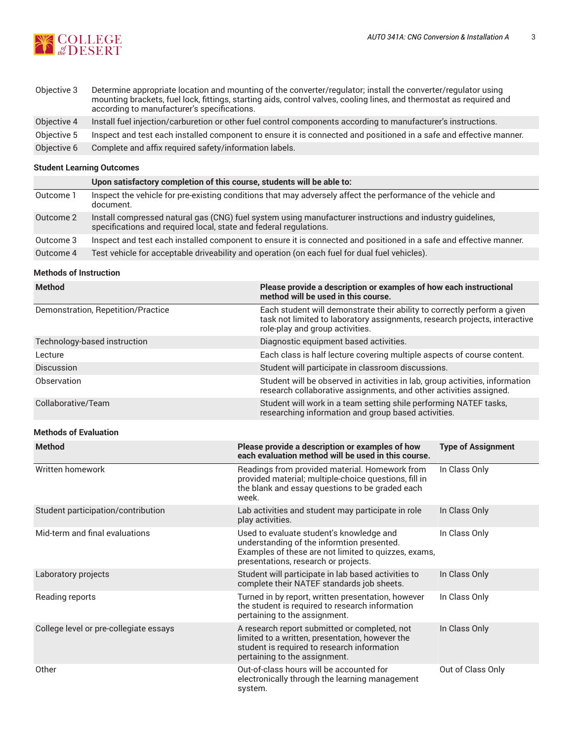| | |
|---|---|
| Objective 3 | Determine appropriate location and mounting of the converter/regulator; install the converter/regulator using mounting brackets, fuel lock, fittings, starting aids, control valves, cooling lines, and thermostat as required and according to manufacturer's specifications. |
| Objective 4 | Install fuel injection/carburetion or other fuel control components according to manufacturer's instructions. |
| Objective 5 | Inspect and test each installed component to ensure it is connected and positioned in a safe and effective manner. |
| Objective 6 | Complete and affix required safety/information labels. |

### Student Learning Outcomes

| | Upon satisfactory completion of this course, students will be able to: |
|---|---|
| Outcome 1 | Inspect the vehicle for pre-existing conditions that may adversely affect the performance of the vehicle and document. |
| Outcome 2 | Install compressed natural gas (CNG) fuel system using manufacturer instructions and industry guidelines, specifications and required local, state and federal regulations. |
| Outcome 3 | Inspect and test each installed component to ensure it is connected and positioned in a safe and effective manner. |
| Outcome 4 | Test vehicle for acceptable driveability and operation (on each fuel for dual fuel vehicles). |

### Methods of Instruction

| Method | Please provide a description or examples of how each instructional method will be used in this course. |
|---|---|
| Demonstration, Repetition/Practice | Each student will demonstrate their ability to correctly perform a given task not limited to laboratory assignments, research projects, interactive role-play and group activities. |
| Technology-based instruction | Diagnostic equipment based activities. |
| Lecture | Each class is half lecture covering multiple aspects of course content. |
| Discussion | Student will participate in classroom discussions. |
| Observation | Student will be observed in activities in lab, group activities, information research collaborative assignments, and other activities assigned. |
| Collaborative/Team | Student will work in a team setting shile performing NATEF tasks, researching information and group based activities. |

### Methods of Evaluation

| Method | Please provide a description or examples of how each evaluation method will be used in this course. | Type of Assignment |
|---|---|---|
| Written homework | Readings from provided material. Homework from provided material; multiple-choice questions, fill in the blank and essay questions to be graded each week. | In Class Only |
| Student participation/contribution | Lab activities and student may participate in role play activities. | In Class Only |
| Mid-term and final evaluations | Used to evaluate student's knowledge and understanding of the informtion presented. Examples of these are not limited to quizzes, exams, presentations, research or projects. | In Class Only |
| Laboratory projects | Student will participate in lab based activities to complete their NATEF standards job sheets. | In Class Only |
| Reading reports | Turned in by report, written presentation, however the student is required to research information pertaining to the assignment. | In Class Only |
| College level or pre-collegiate essays | A research report submitted or completed, not limited to a written, presentation, however the student is required to research information pertaining to the assignment. | In Class Only |
| Other | Out-of-class hours will be accounted for electronically through the learning management system. | Out of Class Only |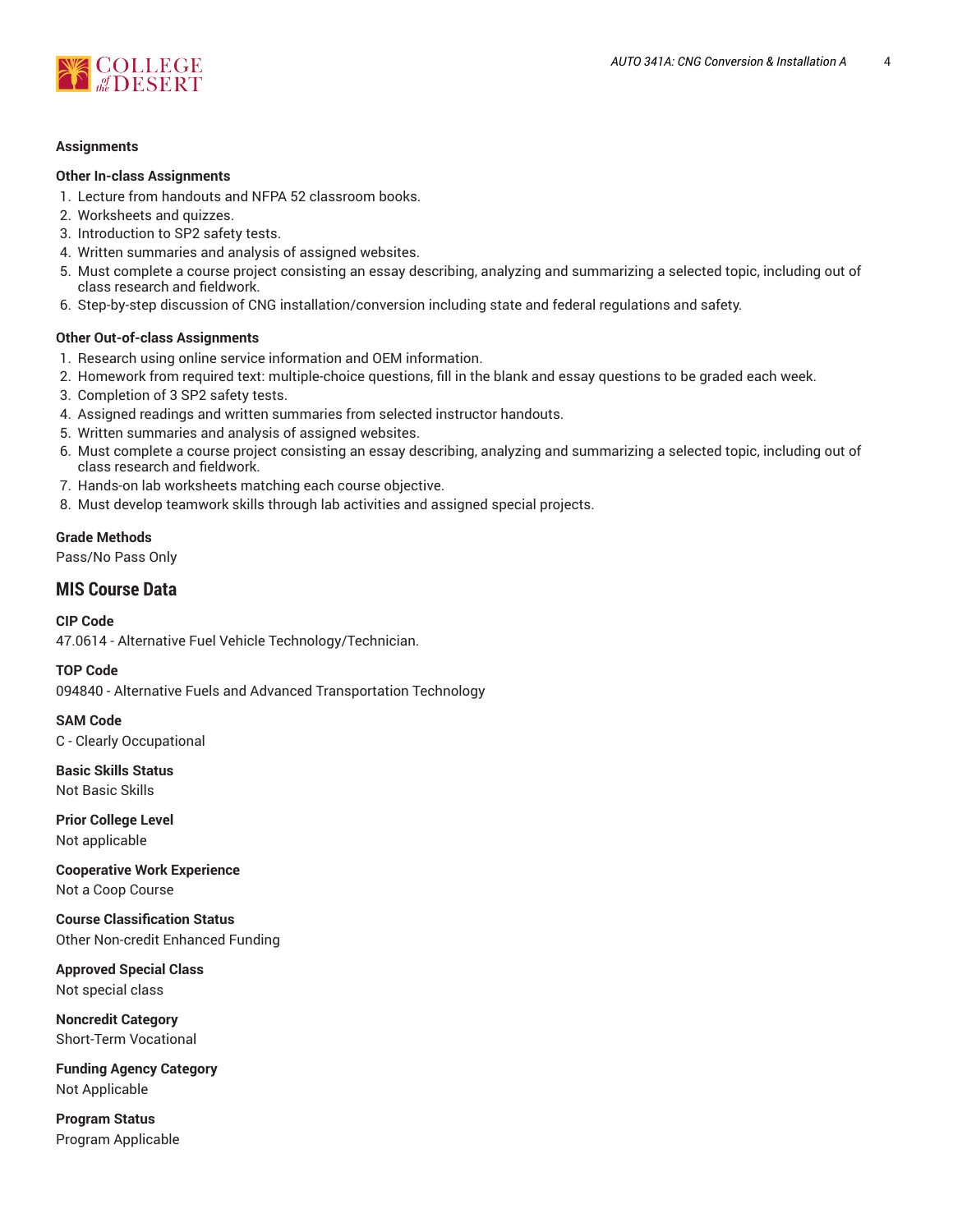### Assignments

**Other In-class Assignments**

1. Lecture from handouts and NFPA 52 classroom books.
2. Worksheets and quizzes.
3. Introduction to SP2 safety tests.
4. Written summaries and analysis of assigned websites.
5. Must complete a course project consisting an essay describing, analyzing and summarizing a selected topic, including out of class research and fieldwork.
6. Step-by-step discussion of CNG installation/conversion including state and federal regulations and safety.

**Other Out-of-class Assignments**

1. Research using online service information and OEM information.
2. Homework from required text: multiple-choice questions, fill in the blank and essay questions to be graded each week.
3. Completion of 3 SP2 safety tests.
4. Assigned readings and written summaries from selected instructor handouts.
5. Written summaries and analysis of assigned websites.
6. Must complete a course project consisting an essay describing, analyzing and summarizing a selected topic, including out of class research and fieldwork.
7. Hands-on lab worksheets matching each course objective.
8. Must develop teamwork skills through lab activities and assigned special projects.

**Grade Methods**

Pass/No Pass Only

## MIS Course Data

**CIP Code**

47.0614 - Alternative Fuel Vehicle Technology/Technician.

**TOP Code**

094840 - Alternative Fuels and Advanced Transportation Technology

**SAM Code**

C - Clearly Occupational

**Basic Skills Status**

Not Basic Skills

**Prior College Level**

Not applicable

**Cooperative Work Experience**

Not a Coop Course

**Course Classification Status**

Other Non-credit Enhanced Funding

**Approved Special Class**

Not special class

**Noncredit Category**

Short-Term Vocational

**Funding Agency Category**

Not Applicable

**Program Status**

Program Applicable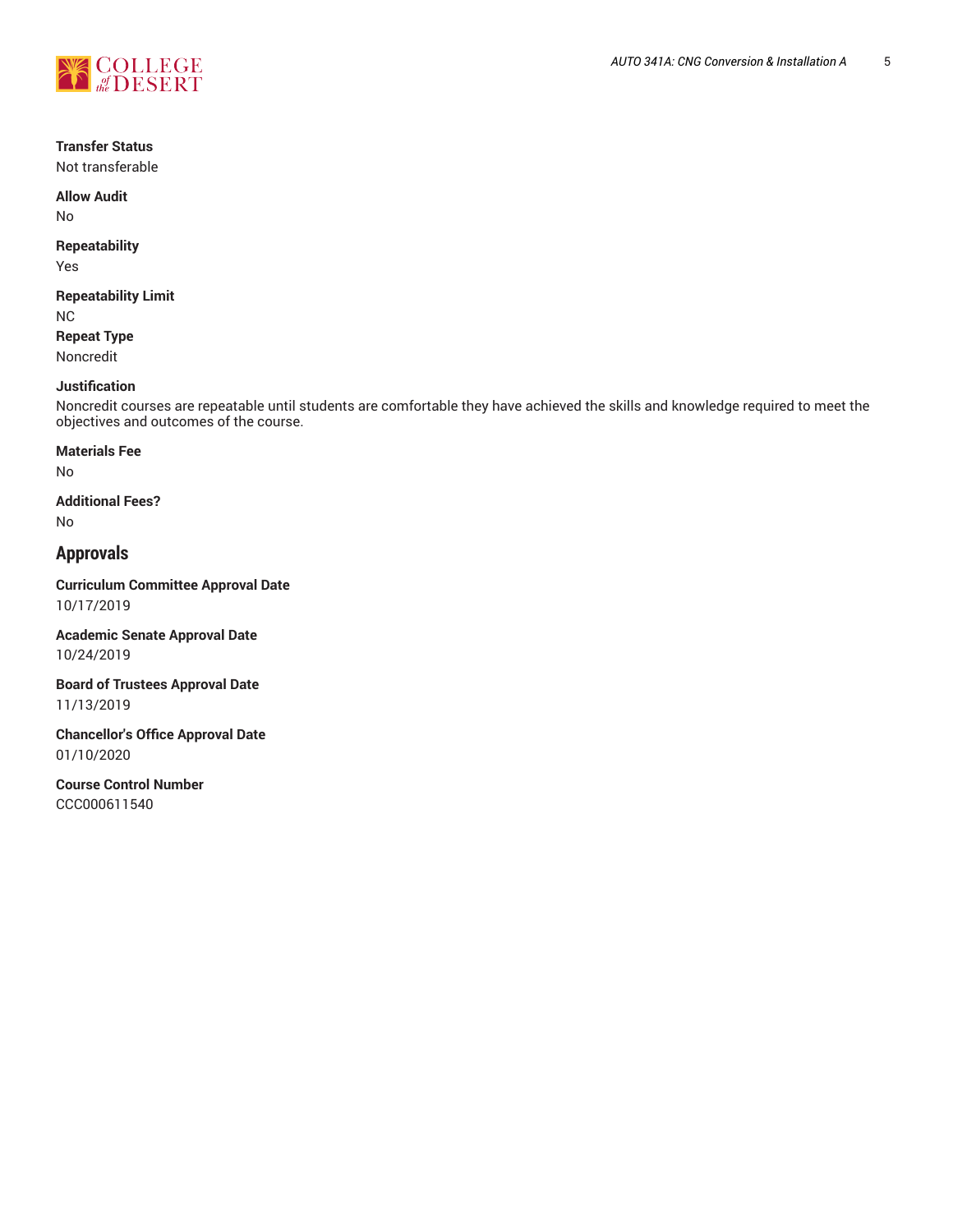**Transfer Status**
Not transferable

**Allow Audit**
No

**Repeatability**
Yes

**Repeatability Limit**
NC

**Repeat Type**
Noncredit

**Justification**
Noncredit courses are repeatable until students are comfortable they have achieved the skills and knowledge required to meet the objectives and outcomes of the course.

**Materials Fee**
No

**Additional Fees?**
No

## Approvals

**Curriculum Committee Approval Date**
10/17/2019

**Academic Senate Approval Date**
10/24/2019

**Board of Trustees Approval Date**
11/13/2019

**Chancellor's Office Approval Date**
01/10/2020

**Course Control Number**
CCC000611540